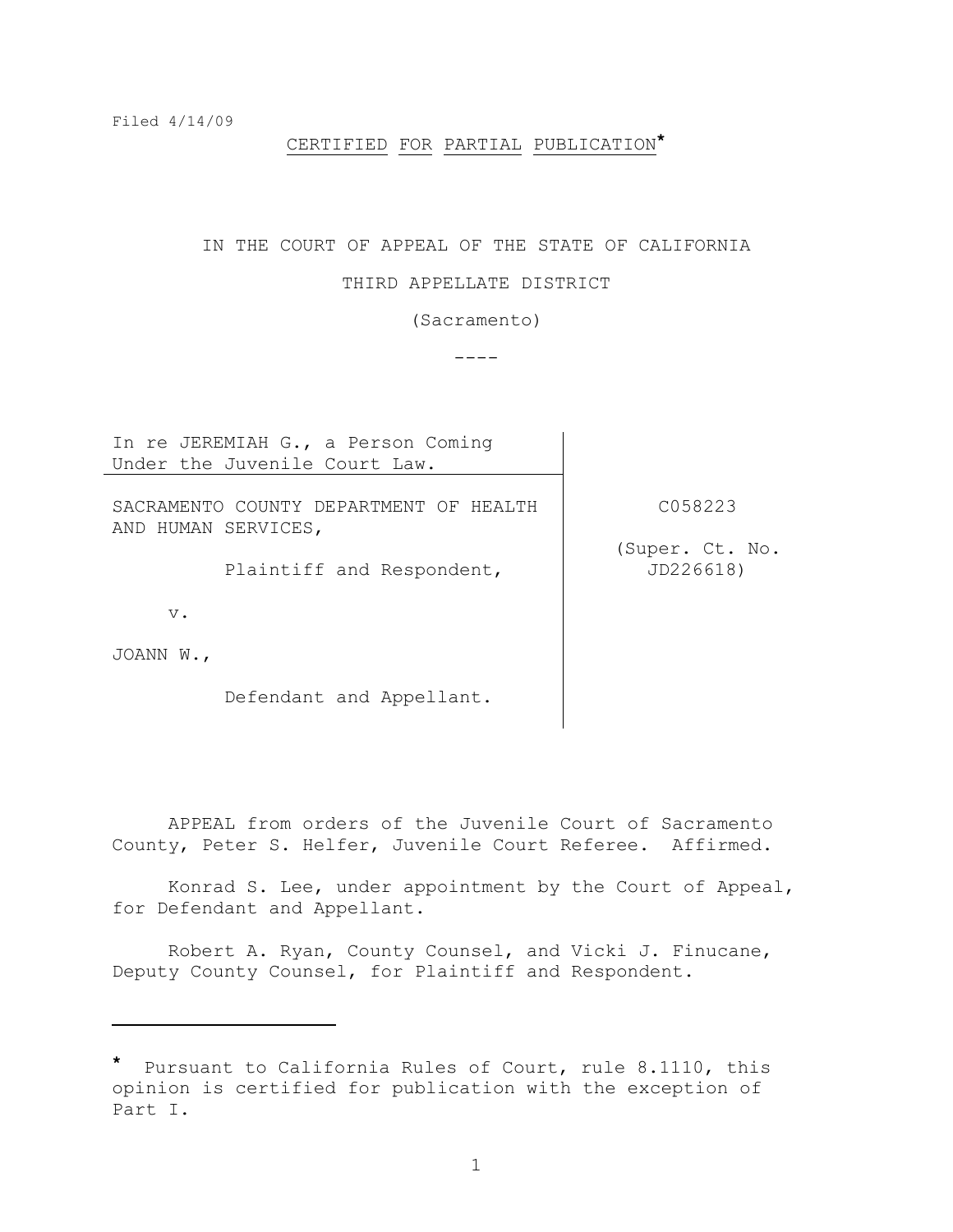Filed 4/14/09

CERTIFIED FOR PARTIAL PUBLICATION*

IN THE COURT OF APPEAL OF THE STATE OF CALIFORNIA

THIRD APPELLATE DISTRICT

(Sacramento)

----

| | |
|---|---|
| In re JEREMIAH G., a Person Coming Under the Juvenile Court Law. | |
| SACRAMENTO COUNTY DEPARTMENT OF HEALTH AND HUMAN SERVICES,<br><br>Plaintiff and Respondent,<br><br>v.<br><br>JOANN W.,<br><br>Defendant and Appellant. | C058223<br><br>(Super. Ct. No. JD226618) |

APPEAL from orders of the Juvenile Court of Sacramento County, Peter S. Helfer, Juvenile Court Referee. Affirmed.

Konrad S. Lee, under appointment by the Court of Appeal, for Defendant and Appellant.

Robert A. Ryan, County Counsel, and Vicki J. Finucane, Deputy County Counsel, for Plaintiff and Respondent.

---

* Pursuant to California Rules of Court, rule 8.1110, this opinion is certified for publication with the exception of Part I.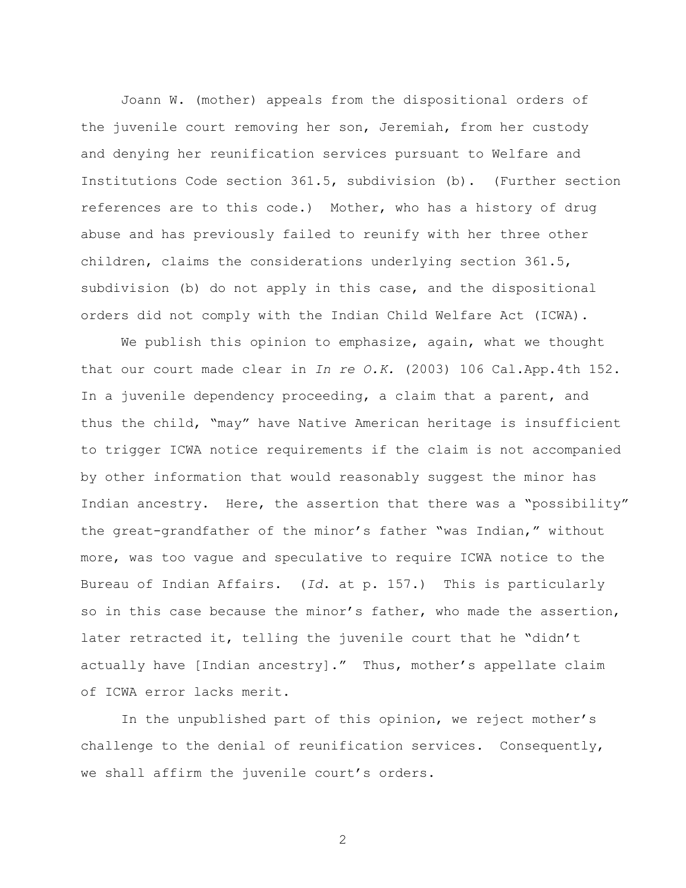Joann W. (mother) appeals from the dispositional orders of the juvenile court removing her son, Jeremiah, from her custody and denying her reunification services pursuant to Welfare and Institutions Code section 361.5, subdivision (b). (Further section references are to this code.) Mother, who has a history of drug abuse and has previously failed to reunify with her three other children, claims the considerations underlying section 361.5, subdivision (b) do not apply in this case, and the dispositional orders did not comply with the Indian Child Welfare Act (ICWA).

We publish this opinion to emphasize, again, what we thought that our court made clear in *In re O.K.* (2003) 106 Cal.App.4th 152. In a juvenile dependency proceeding, a claim that a parent, and thus the child, "may" have Native American heritage is insufficient to trigger ICWA notice requirements if the claim is not accompanied by other information that would reasonably suggest the minor has Indian ancestry. Here, the assertion that there was a "possibility" the great-grandfather of the minor's father "was Indian," without more, was too vague and speculative to require ICWA notice to the Bureau of Indian Affairs. (*Id.* at p. 157.) This is particularly so in this case because the minor's father, who made the assertion, later retracted it, telling the juvenile court that he "didn't actually have [Indian ancestry]." Thus, mother's appellate claim of ICWA error lacks merit.

In the unpublished part of this opinion, we reject mother's challenge to the denial of reunification services. Consequently, we shall affirm the juvenile court's orders.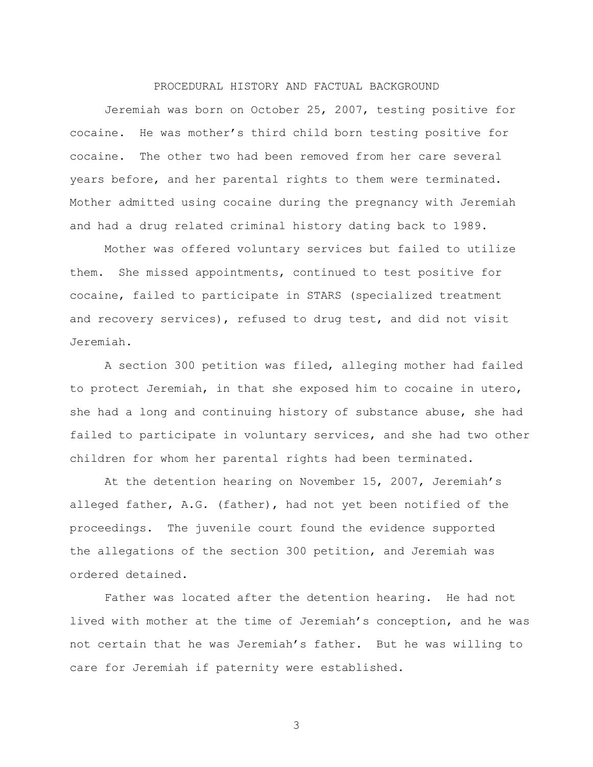## PROCEDURAL HISTORY AND FACTUAL BACKGROUND

Jeremiah was born on October 25, 2007, testing positive for cocaine. He was mother's third child born testing positive for cocaine. The other two had been removed from her care several years before, and her parental rights to them were terminated. Mother admitted using cocaine during the pregnancy with Jeremiah and had a drug related criminal history dating back to 1989.

Mother was offered voluntary services but failed to utilize them. She missed appointments, continued to test positive for cocaine, failed to participate in STARS (specialized treatment and recovery services), refused to drug test, and did not visit Jeremiah.

A section 300 petition was filed, alleging mother had failed to protect Jeremiah, in that she exposed him to cocaine in utero, she had a long and continuing history of substance abuse, she had failed to participate in voluntary services, and she had two other children for whom her parental rights had been terminated.

At the detention hearing on November 15, 2007, Jeremiah's alleged father, A.G. (father), had not yet been notified of the proceedings. The juvenile court found the evidence supported the allegations of the section 300 petition, and Jeremiah was ordered detained.

Father was located after the detention hearing. He had not lived with mother at the time of Jeremiah's conception, and he was not certain that he was Jeremiah's father. But he was willing to care for Jeremiah if paternity were established.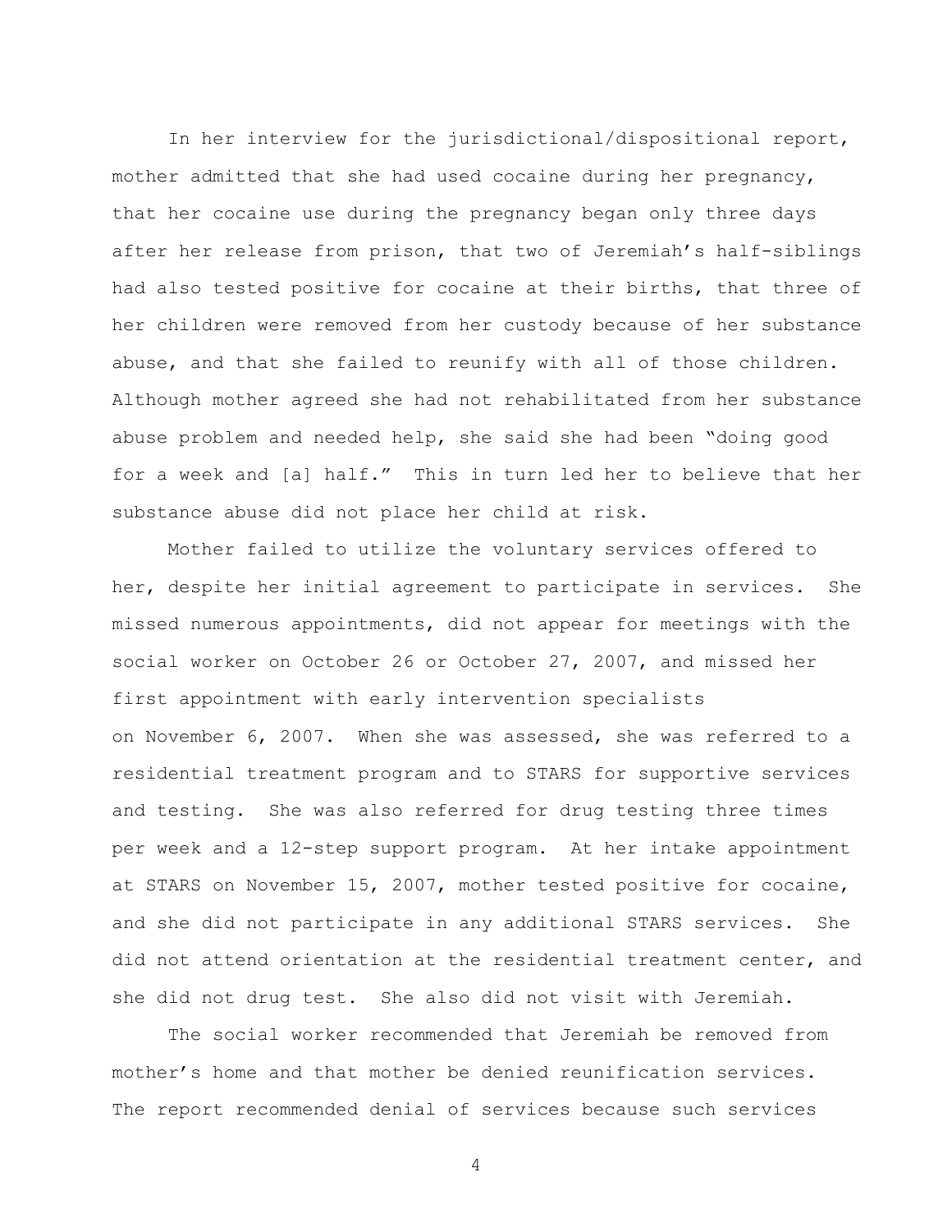In her interview for the jurisdictional/dispositional report, mother admitted that she had used cocaine during her pregnancy, that her cocaine use during the pregnancy began only three days after her release from prison, that two of Jeremiah's half-siblings had also tested positive for cocaine at their births, that three of her children were removed from her custody because of her substance abuse, and that she failed to reunify with all of those children. Although mother agreed she had not rehabilitated from her substance abuse problem and needed help, she said she had been "doing good for a week and [a] half." This in turn led her to believe that her substance abuse did not place her child at risk.

Mother failed to utilize the voluntary services offered to her, despite her initial agreement to participate in services. She missed numerous appointments, did not appear for meetings with the social worker on October 26 or October 27, 2007, and missed her first appointment with early intervention specialists on November 6, 2007. When she was assessed, she was referred to a residential treatment program and to STARS for supportive services and testing. She was also referred for drug testing three times per week and a 12-step support program. At her intake appointment at STARS on November 15, 2007, mother tested positive for cocaine, and she did not participate in any additional STARS services. She did not attend orientation at the residential treatment center, and she did not drug test. She also did not visit with Jeremiah.

The social worker recommended that Jeremiah be removed from mother's home and that mother be denied reunification services. The report recommended denial of services because such services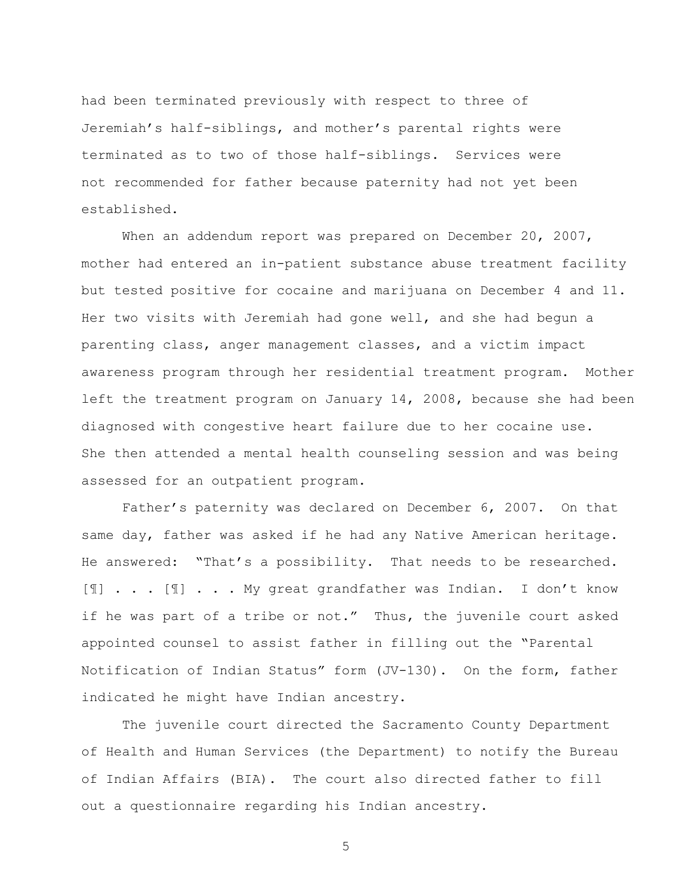had been terminated previously with respect to three of Jeremiah's half-siblings, and mother's parental rights were terminated as to two of those half-siblings. Services were not recommended for father because paternity had not yet been established.

When an addendum report was prepared on December 20, 2007, mother had entered an in-patient substance abuse treatment facility but tested positive for cocaine and marijuana on December 4 and 11. Her two visits with Jeremiah had gone well, and she had begun a parenting class, anger management classes, and a victim impact awareness program through her residential treatment program. Mother left the treatment program on January 14, 2008, because she had been diagnosed with congestive heart failure due to her cocaine use. She then attended a mental health counseling session and was being assessed for an outpatient program.

Father's paternity was declared on December 6, 2007. On that same day, father was asked if he had any Native American heritage. He answered: "That's a possibility. That needs to be researched. [¶] . . . [¶] . . . My great grandfather was Indian. I don't know if he was part of a tribe or not." Thus, the juvenile court asked appointed counsel to assist father in filling out the "Parental Notification of Indian Status" form (JV-130). On the form, father indicated he might have Indian ancestry.

The juvenile court directed the Sacramento County Department of Health and Human Services (the Department) to notify the Bureau of Indian Affairs (BIA). The court also directed father to fill out a questionnaire regarding his Indian ancestry.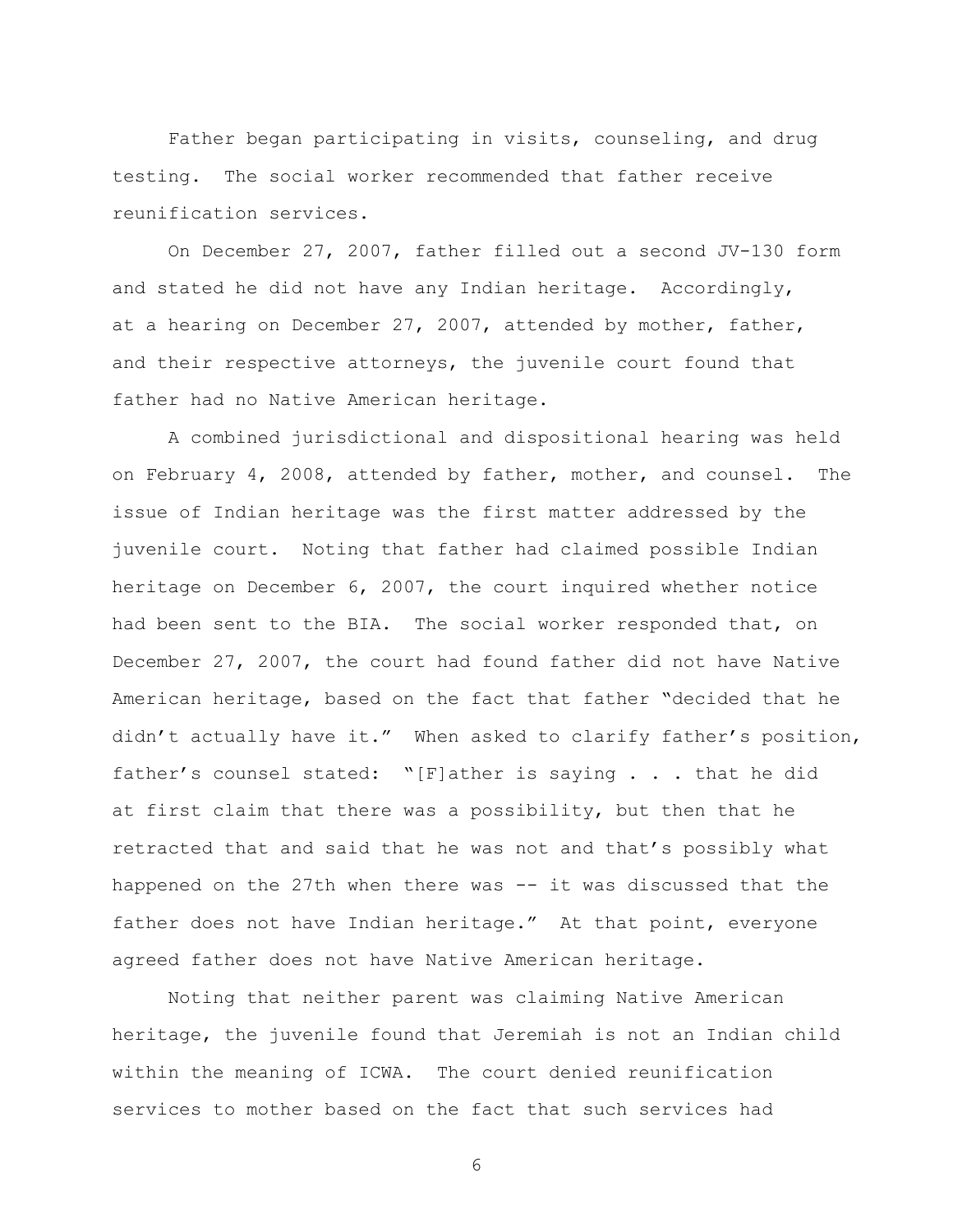Father began participating in visits, counseling, and drug testing. The social worker recommended that father receive reunification services.

On December 27, 2007, father filled out a second JV-130 form and stated he did not have any Indian heritage. Accordingly, at a hearing on December 27, 2007, attended by mother, father, and their respective attorneys, the juvenile court found that father had no Native American heritage.

A combined jurisdictional and dispositional hearing was held on February 4, 2008, attended by father, mother, and counsel. The issue of Indian heritage was the first matter addressed by the juvenile court. Noting that father had claimed possible Indian heritage on December 6, 2007, the court inquired whether notice had been sent to the BIA. The social worker responded that, on December 27, 2007, the court had found father did not have Native American heritage, based on the fact that father "decided that he didn't actually have it." When asked to clarify father's position, father's counsel stated: "[F]ather is saying . . . that he did at first claim that there was a possibility, but then that he retracted that and said that he was not and that's possibly what happened on the 27th when there was -- it was discussed that the father does not have Indian heritage." At that point, everyone agreed father does not have Native American heritage.

Noting that neither parent was claiming Native American heritage, the juvenile found that Jeremiah is not an Indian child within the meaning of ICWA. The court denied reunification services to mother based on the fact that such services had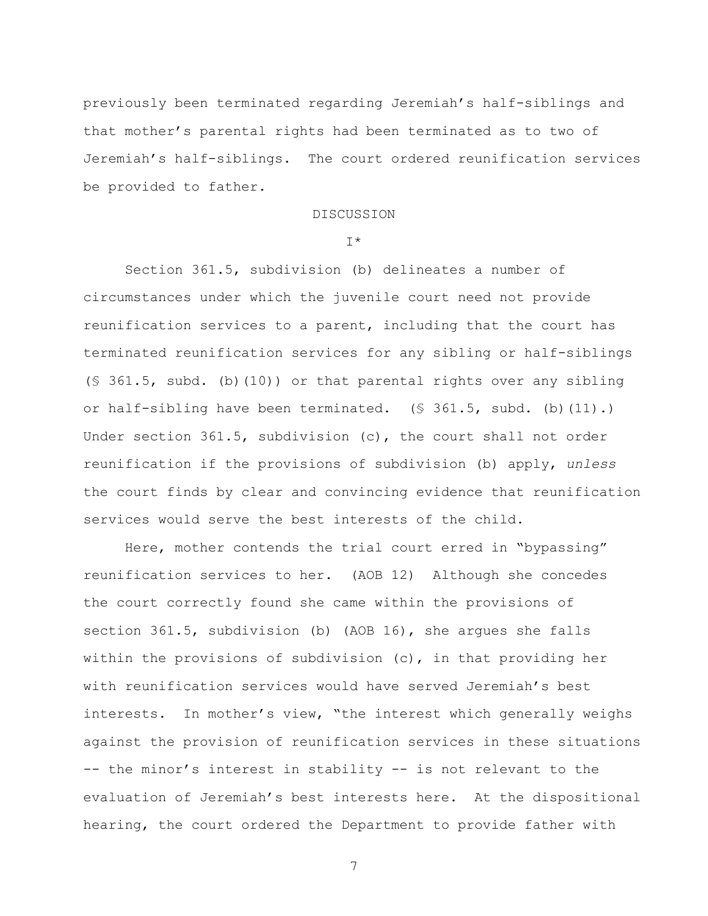previously been terminated regarding Jeremiah's half-siblings and that mother's parental rights had been terminated as to two of Jeremiah's half-siblings. The court ordered reunification services be provided to father.

## DISCUSSION

### I*

Section 361.5, subdivision (b) delineates a number of circumstances under which the juvenile court need not provide reunification services to a parent, including that the court has terminated reunification services for any sibling or half-siblings (§ 361.5, subd. (b)(10)) or that parental rights over any sibling or half-sibling have been terminated. (§ 361.5, subd. (b)(11).) Under section 361.5, subdivision (c), the court shall not order reunification if the provisions of subdivision (b) apply, *unless* the court finds by clear and convincing evidence that reunification services would serve the best interests of the child.

Here, mother contends the trial court erred in "bypassing" reunification services to her. (AOB 12) Although she concedes the court correctly found she came within the provisions of section 361.5, subdivision (b) (AOB 16), she argues she falls within the provisions of subdivision (c), in that providing her with reunification services would have served Jeremiah's best interests. In mother's view, "the interest which generally weighs against the provision of reunification services in these situations -- the minor's interest in stability -- is not relevant to the evaluation of Jeremiah's best interests here. At the dispositional hearing, the court ordered the Department to provide father with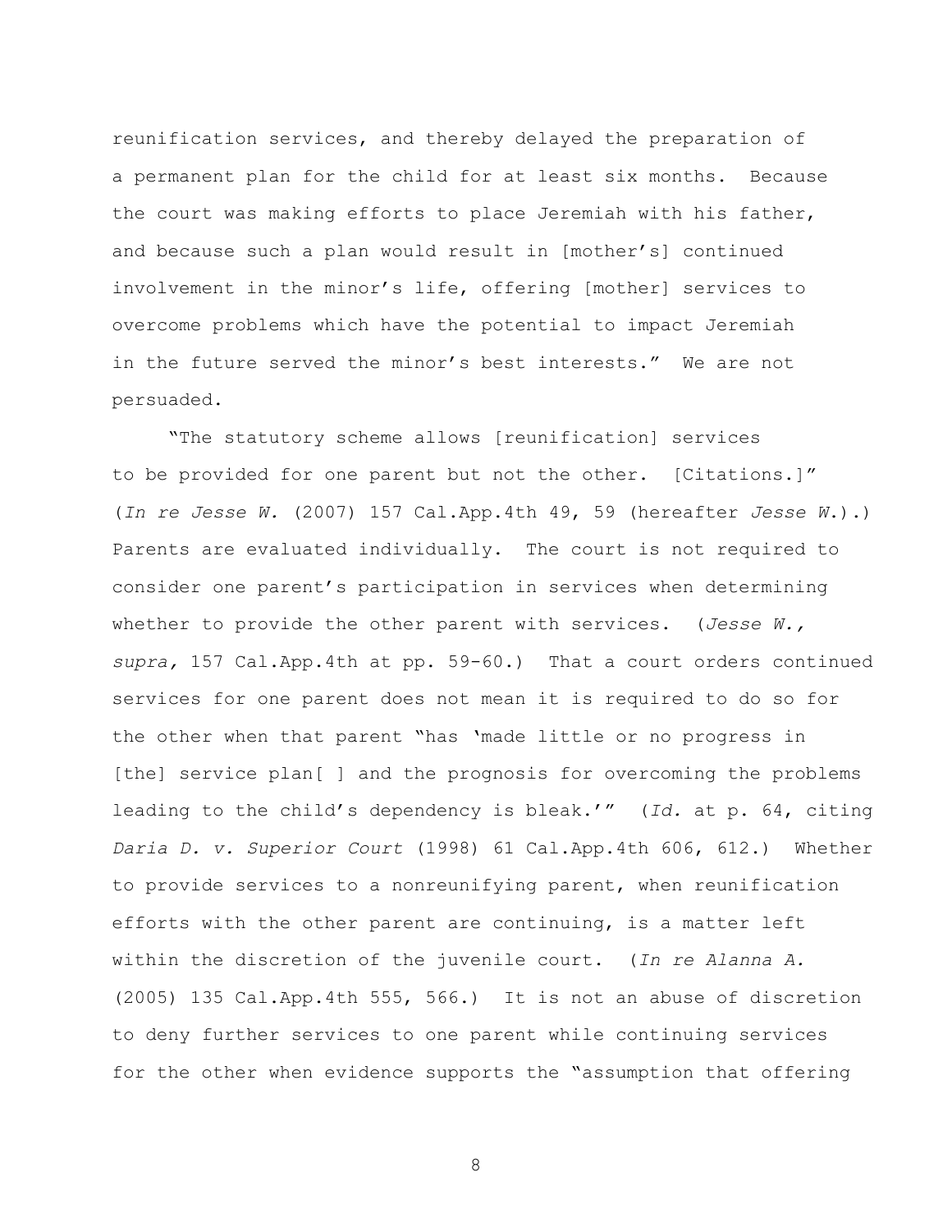reunification services, and thereby delayed the preparation of a permanent plan for the child for at least six months. Because the court was making efforts to place Jeremiah with his father, and because such a plan would result in [mother's] continued involvement in the minor's life, offering [mother] services to overcome problems which have the potential to impact Jeremiah in the future served the minor's best interests." We are not persuaded.

"The statutory scheme allows [reunification] services to be provided for one parent but not the other. [Citations.]" (*In re Jesse W.* (2007) 157 Cal.App.4th 49, 59 (hereafter *Jesse W.*).) Parents are evaluated individually. The court is not required to consider one parent's participation in services when determining whether to provide the other parent with services. (*Jesse W., supra,* 157 Cal.App.4th at pp. 59-60.) That a court orders continued services for one parent does not mean it is required to do so for the other when that parent "has 'made little or no progress in [the] service plan[ ] and the prognosis for overcoming the problems leading to the child's dependency is bleak.'" (*Id.* at p. 64, citing *Daria D. v. Superior Court* (1998) 61 Cal.App.4th 606, 612.) Whether to provide services to a nonreunifying parent, when reunification efforts with the other parent are continuing, is a matter left within the discretion of the juvenile court. (*In re Alanna A.* (2005) 135 Cal.App.4th 555, 566.) It is not an abuse of discretion to deny further services to one parent while continuing services for the other when evidence supports the "assumption that offering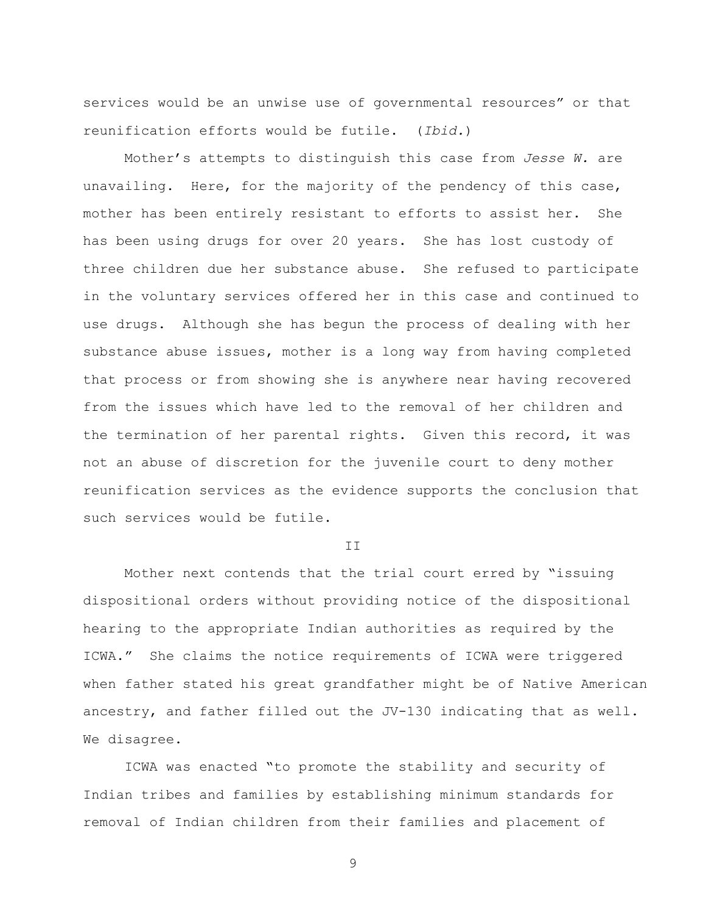services would be an unwise use of governmental resources" or that reunification efforts would be futile. (*Ibid.*)

Mother's attempts to distinguish this case from *Jesse W.* are unavailing. Here, for the majority of the pendency of this case, mother has been entirely resistant to efforts to assist her. She has been using drugs for over 20 years. She has lost custody of three children due her substance abuse. She refused to participate in the voluntary services offered her in this case and continued to use drugs. Although she has begun the process of dealing with her substance abuse issues, mother is a long way from having completed that process or from showing she is anywhere near having recovered from the issues which have led to the removal of her children and the termination of her parental rights. Given this record, it was not an abuse of discretion for the juvenile court to deny mother reunification services as the evidence supports the conclusion that such services would be futile.

II

Mother next contends that the trial court erred by "issuing dispositional orders without providing notice of the dispositional hearing to the appropriate Indian authorities as required by the ICWA." She claims the notice requirements of ICWA were triggered when father stated his great grandfather might be of Native American ancestry, and father filled out the JV-130 indicating that as well. We disagree.

ICWA was enacted "to promote the stability and security of Indian tribes and families by establishing minimum standards for removal of Indian children from their families and placement of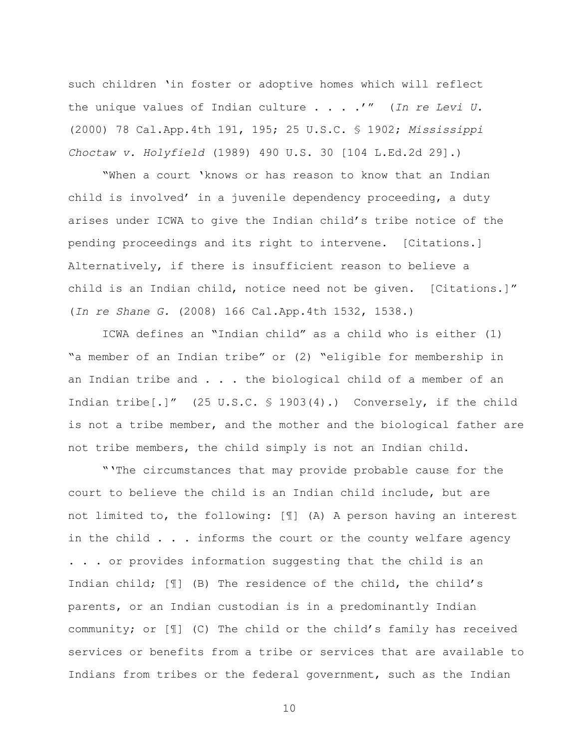such children 'in foster or adoptive homes which will reflect the unique values of Indian culture . . . .'" (*In re Levi U.* (2000) 78 Cal.App.4th 191, 195; 25 U.S.C. § 1902; *Mississippi Choctaw v. Holyfield* (1989) 490 U.S. 30 [104 L.Ed.2d 29].)

"When a court 'knows or has reason to know that an Indian child is involved' in a juvenile dependency proceeding, a duty arises under ICWA to give the Indian child's tribe notice of the pending proceedings and its right to intervene. [Citations.] Alternatively, if there is insufficient reason to believe a child is an Indian child, notice need not be given. [Citations.]" (*In re Shane G.* (2008) 166 Cal.App.4th 1532, 1538.)

ICWA defines an "Indian child" as a child who is either (1) "a member of an Indian tribe" or (2) "eligible for membership in an Indian tribe and . . . the biological child of a member of an Indian tribe[.]" (25 U.S.C. § 1903(4).) Conversely, if the child is not a tribe member, and the mother and the biological father are not tribe members, the child simply is not an Indian child.

"'The circumstances that may provide probable cause for the court to believe the child is an Indian child include, but are not limited to, the following: [¶] (A) A person having an interest in the child . . . informs the court or the county welfare agency . . . or provides information suggesting that the child is an Indian child; [¶] (B) The residence of the child, the child's parents, or an Indian custodian is in a predominantly Indian community; or [¶] (C) The child or the child's family has received services or benefits from a tribe or services that are available to Indians from tribes or the federal government, such as the Indian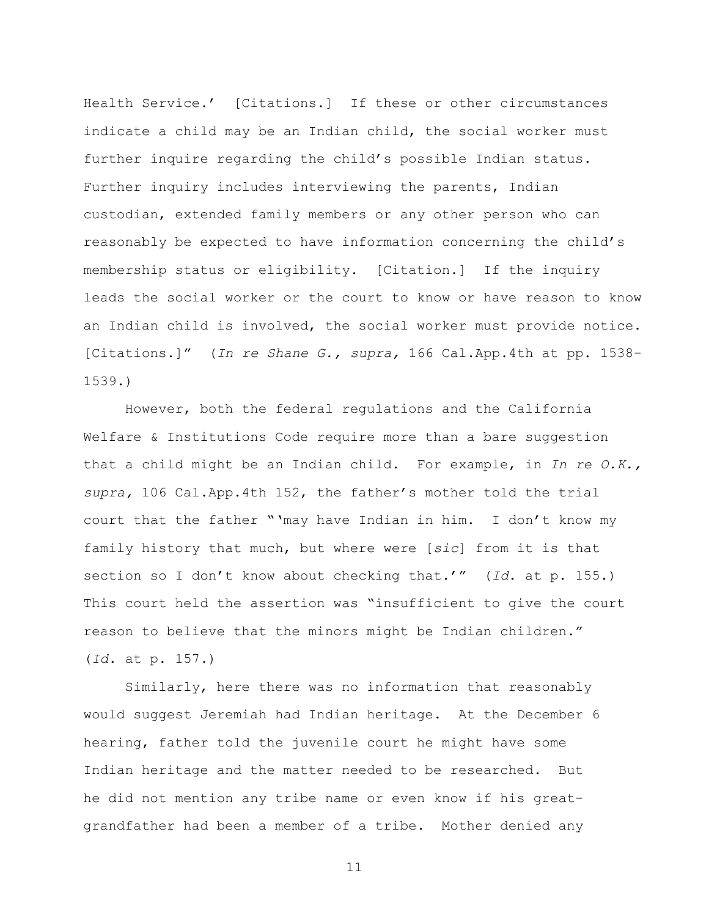Health Service.' [Citations.] If these or other circumstances indicate a child may be an Indian child, the social worker must further inquire regarding the child's possible Indian status. Further inquiry includes interviewing the parents, Indian custodian, extended family members or any other person who can reasonably be expected to have information concerning the child's membership status or eligibility. [Citation.] If the inquiry leads the social worker or the court to know or have reason to know an Indian child is involved, the social worker must provide notice. [Citations.]" (*In re Shane G., supra,* 166 Cal.App.4th at pp. 1538-1539.)

However, both the federal regulations and the California Welfare & Institutions Code require more than a bare suggestion that a child might be an Indian child. For example, in *In re O.K., supra,* 106 Cal.App.4th 152, the father's mother told the trial court that the father "'may have Indian in him. I don't know my family history that much, but where were [*sic*] from it is that section so I don't know about checking that.'" (*Id.* at p. 155.) This court held the assertion was "insufficient to give the court reason to believe that the minors might be Indian children." (*Id.* at p. 157.)

Similarly, here there was no information that reasonably would suggest Jeremiah had Indian heritage. At the December 6 hearing, father told the juvenile court he might have some Indian heritage and the matter needed to be researched. But he did not mention any tribe name or even know if his great-grandfather had been a member of a tribe. Mother denied any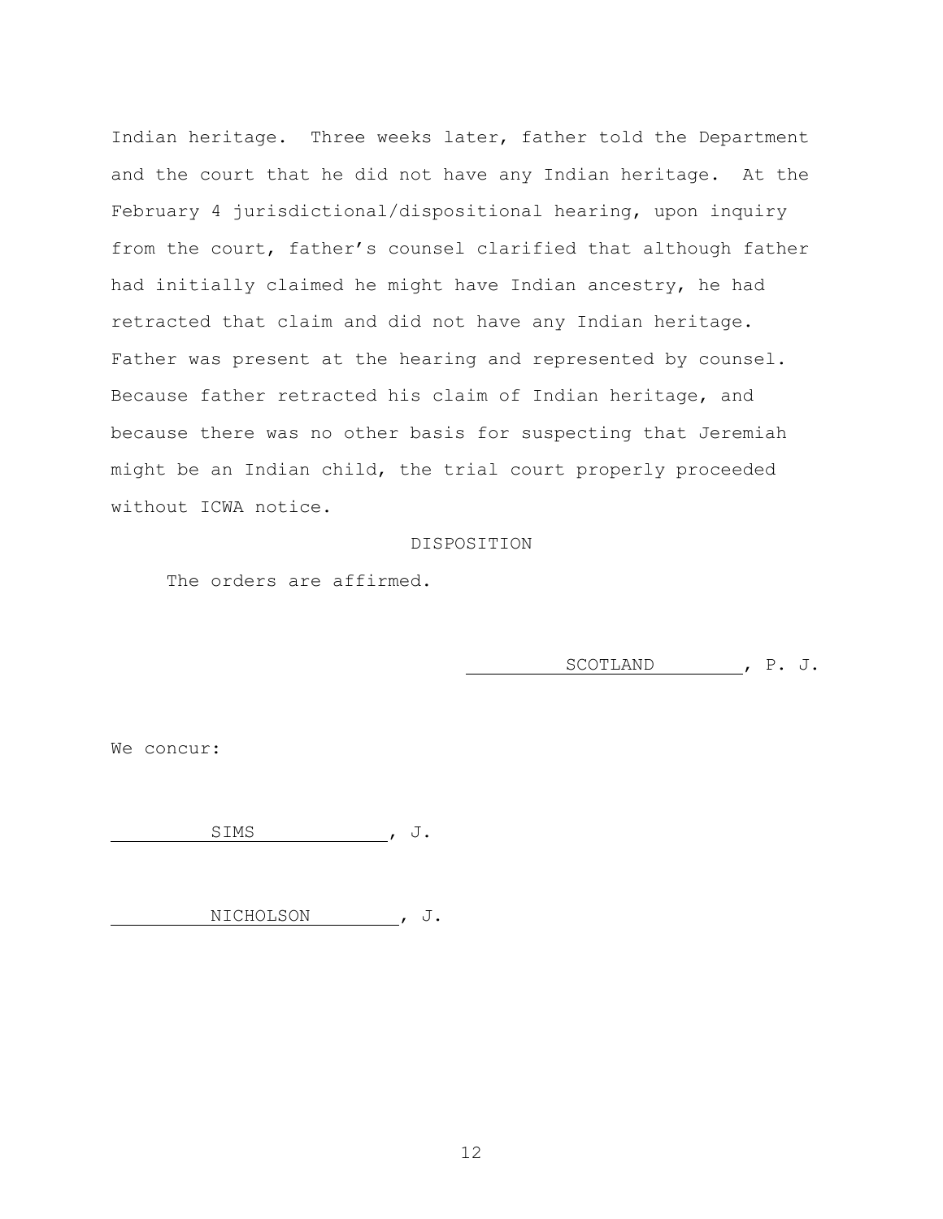Indian heritage. Three weeks later, father told the Department and the court that he did not have any Indian heritage. At the February 4 jurisdictional/dispositional hearing, upon inquiry from the court, father's counsel clarified that although father had initially claimed he might have Indian ancestry, he had retracted that claim and did not have any Indian heritage. Father was present at the hearing and represented by counsel. Because father retracted his claim of Indian heritage, and because there was no other basis for suspecting that Jeremiah might be an Indian child, the trial court properly proceeded without ICWA notice.

## DISPOSITION

The orders are affirmed.

SCOTLAND, P. J.

We concur:

SIMS, J.

NICHOLSON, J.